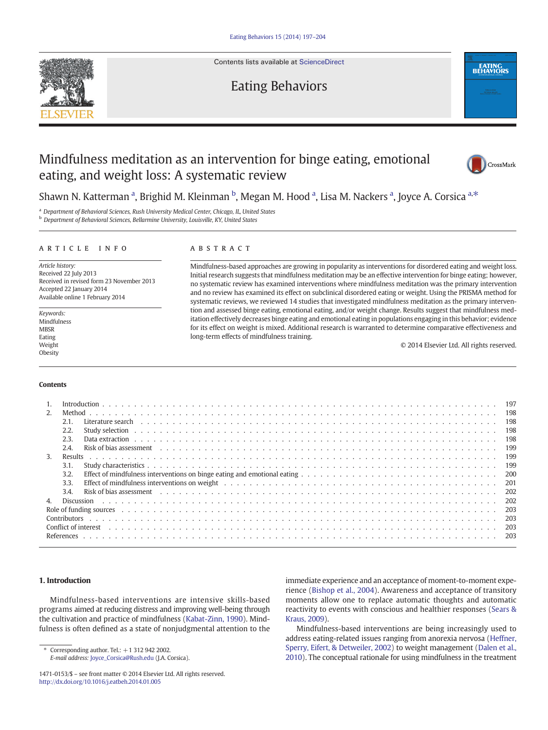# Mindfulness meditation as an intervention for binge eating, emotional eating, and weight loss: A systematic review

Shawn N. Katterman [a], Brighid M. Kleinman [b], Megan M. Hood [a], Lisa M. Nackers [a], Joyce A. Corsica [a,*]

[a] Department of Behavioral Sciences, Rush University Medical Center, Chicago, IL, United States
[b] Department of Behavioral Sciences, Bellarmine University, Louisville, KY, United States

## ARTICLE INFO

*Article history:*
Received 22 July 2013
Received in revised form 23 November 2013
Accepted 22 January 2014
Available online 1 February 2014

*Keywords:*
Mindfulness
MBSR
Eating
Weight
Obesity

## ABSTRACT

Mindfulness-based approaches are growing in popularity as interventions for disordered eating and weight loss. Initial research suggests that mindfulness meditation may be an effective intervention for binge eating; however, no systematic review has examined interventions where mindfulness meditation was the primary intervention and no review has examined its effect on subclinical disordered eating or weight. Using the PRISMA method for systematic reviews, we reviewed 14 studies that investigated mindfulness meditation as the primary intervention and assessed binge eating, emotional eating, and/or weight change. Results suggest that mindfulness meditation effectively decreases binge eating and emotional eating in populations engaging in this behavior; evidence for its effect on weight is mixed. Additional research is warranted to determine comparative effectiveness and long-term effects of mindfulness training.

© 2014 Elsevier Ltd. All rights reserved.

**Contents**

1. Introduction . . . 197
2. Method . . . 198
   - 2.1. Literature search . . . 198
   - 2.2. Study selection . . . 198
   - 2.3. Data extraction . . . 198
   - 2.4. Risk of bias assessment . . . 199
3. Results . . . 199
   - 3.1. Study characteristics . . . 199
   - 3.2. Effect of mindfulness interventions on binge eating and emotional eating . . . 200
   - 3.3. Effect of mindfulness interventions on weight . . . 201
   - 3.4. Risk of bias assessment . . . 202
4. Discussion . . . 202

Role of funding sources . . . 203
Contributors . . . 203
Conflict of interest . . . 203
References . . . 203

## 1. Introduction

Mindfulness-based interventions are intensive skills-based programs aimed at reducing distress and improving well-being through the cultivation and practice of mindfulness (Kabat-Zinn, 1990). Mindfulness is often defined as a state of nonjudgmental attention to the immediate experience and an acceptance of moment-to-moment experience (Bishop et al., 2004). Awareness and acceptance of transitory moments allow one to replace automatic thoughts and automatic reactivity to events with conscious and healthier responses (Sears & Kraus, 2009).

Mindfulness-based interventions are being increasingly used to address eating-related issues ranging from anorexia nervosa (Heffner, Sperry, Eifert, & Detweiler, 2002) to weight management (Dalen et al., 2010). The conceptual rationale for using mindfulness in the treatment

\* Corresponding author. Tel.: +1 312 942 2002.
*E-mail address:* Joyce_Corsica@Rush.edu (J.A. Corsica).

1471-0153/$ – see front matter © 2014 Elsevier Ltd. All rights reserved.
http://dx.doi.org/10.1016/j.eatbeh.2014.01.005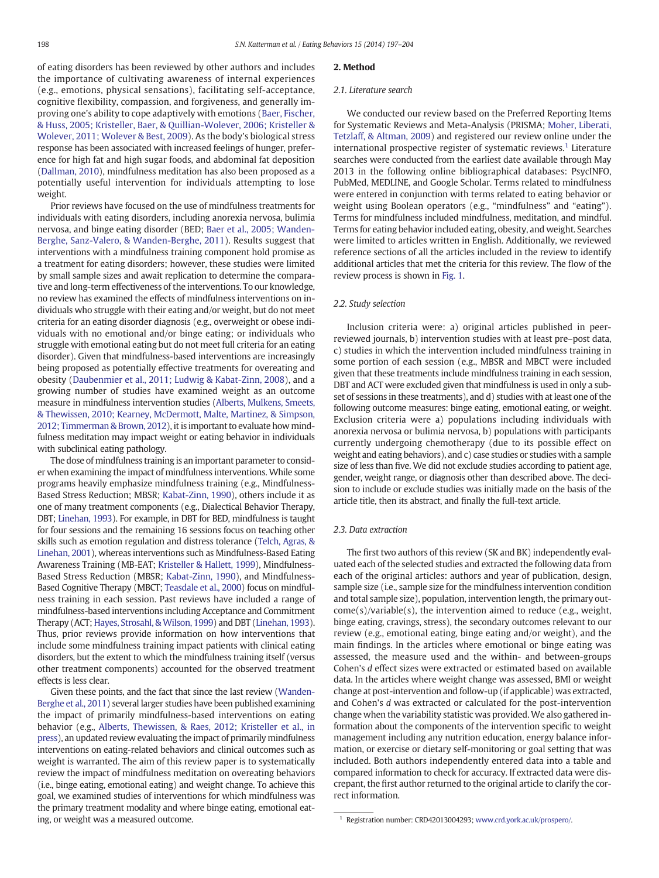of eating disorders has been reviewed by other authors and includes the importance of cultivating awareness of internal experiences (e.g., emotions, physical sensations), facilitating self-acceptance, cognitive flexibility, compassion, and forgiveness, and generally improving one's ability to cope adaptively with emotions (Baer, Fischer, & Huss, 2005; Kristeller, Baer, & Quillian-Wolever, 2006; Kristeller & Wolever, 2011; Wolever & Best, 2009). As the body's biological stress response has been associated with increased feelings of hunger, preference for high fat and high sugar foods, and abdominal fat deposition (Dallman, 2010), mindfulness meditation has also been proposed as a potentially useful intervention for individuals attempting to lose weight.

Prior reviews have focused on the use of mindfulness treatments for individuals with eating disorders, including anorexia nervosa, bulimia nervosa, and binge eating disorder (BED; Baer et al., 2005; Wanden-Berghe, Sanz-Valero, & Wanden-Berghe, 2011). Results suggest that interventions with a mindfulness training component hold promise as a treatment for eating disorders; however, these studies were limited by small sample sizes and await replication to determine the comparative and long-term effectiveness of the interventions. To our knowledge, no review has examined the effects of mindfulness interventions on individuals who struggle with their eating and/or weight, but do not meet criteria for an eating disorder diagnosis (e.g., overweight or obese individuals with no emotional and/or binge eating; or individuals who struggle with emotional eating but do not meet full criteria for an eating disorder). Given that mindfulness-based interventions are increasingly being proposed as potentially effective treatments for overeating and obesity (Daubenmier et al., 2011; Ludwig & Kabat-Zinn, 2008), and a growing number of studies have examined weight as an outcome measure in mindfulness intervention studies (Alberts, Mulkens, Smeets, & Thewissen, 2010; Kearney, McDermott, Malte, Martinez, & Simpson, 2012; Timmerman & Brown, 2012), it is important to evaluate how mindfulness meditation may impact weight or eating behavior in individuals with subclinical eating pathology.

The dose of mindfulness training is an important parameter to consider when examining the impact of mindfulness interventions. While some programs heavily emphasize mindfulness training (e.g., Mindfulness-Based Stress Reduction; MBSR; Kabat-Zinn, 1990), others include it as one of many treatment components (e.g., Dialectical Behavior Therapy, DBT; Linehan, 1993). For example, in DBT for BED, mindfulness is taught for four sessions and the remaining 16 sessions focus on teaching other skills such as emotion regulation and distress tolerance (Telch, Agras, & Linehan, 2001), whereas interventions such as Mindfulness-Based Eating Awareness Training (MB-EAT; Kristeller & Hallett, 1999), Mindfulness-Based Stress Reduction (MBSR; Kabat-Zinn, 1990), and Mindfulness-Based Cognitive Therapy (MBCT; Teasdale et al., 2000) focus on mindfulness training in each session. Past reviews have included a range of mindfulness-based interventions including Acceptance and Commitment Therapy (ACT; Hayes, Strosahl, & Wilson, 1999) and DBT (Linehan, 1993). Thus, prior reviews provide information on how interventions that include some mindfulness training impact patients with clinical eating disorders, but the extent to which the mindfulness training itself (versus other treatment components) accounted for the observed treatment effects is less clear.

Given these points, and the fact that since the last review (Wanden-Berghe et al., 2011) several larger studies have been published examining the impact of primarily mindfulness-based interventions on eating behavior (e.g., Alberts, Thewissen, & Raes, 2012; Kristeller et al., in press), an updated review evaluating the impact of primarily mindfulness interventions on eating-related behaviors and clinical outcomes such as weight is warranted. The aim of this review paper is to systematically review the impact of mindfulness meditation on overeating behaviors (i.e., binge eating, emotional eating) and weight change. To achieve this goal, we examined studies of interventions for which mindfulness was the primary treatment modality and where binge eating, emotional eating, or weight was a measured outcome.

## 2. Method

### 2.1. Literature search

We conducted our review based on the Preferred Reporting Items for Systematic Reviews and Meta-Analysis (PRISMA; Moher, Liberati, Tetzlaff, & Altman, 2009) and registered our review online under the international prospective register of systematic reviews.[1] Literature searches were conducted from the earliest date available through May 2013 in the following online bibliographical databases: PsycINFO, PubMed, MEDLINE, and Google Scholar. Terms related to mindfulness were entered in conjunction with terms related to eating behavior or weight using Boolean operators (e.g., "mindfulness" and "eating"). Terms for mindfulness included mindfulness, meditation, and mindful. Terms for eating behavior included eating, obesity, and weight. Searches were limited to articles written in English. Additionally, we reviewed reference sections of all the articles included in the review to identify additional articles that met the criteria for this review. The flow of the review process is shown in Fig. 1.

### 2.2. Study selection

Inclusion criteria were: a) original articles published in peer-reviewed journals, b) intervention studies with at least pre–post data, c) studies in which the intervention included mindfulness training in some portion of each session (e.g., MBSR and MBCT were included given that these treatments include mindfulness training in each session, DBT and ACT were excluded given that mindfulness is used in only a subset of sessions in these treatments), and d) studies with at least one of the following outcome measures: binge eating, emotional eating, or weight. Exclusion criteria were a) populations including individuals with anorexia nervosa or bulimia nervosa, b) populations with participants currently undergoing chemotherapy (due to its possible effect on weight and eating behaviors), and c) case studies or studies with a sample size of less than five. We did not exclude studies according to patient age, gender, weight range, or diagnosis other than described above. The decision to include or exclude studies was initially made on the basis of the article title, then its abstract, and finally the full-text article.

### 2.3. Data extraction

The first two authors of this review (SK and BK) independently evaluated each of the selected studies and extracted the following data from each of the original articles: authors and year of publication, design, sample size (i.e., sample size for the mindfulness intervention condition and total sample size), population, intervention length, the primary outcome(s)/variable(s), the intervention aimed to reduce (e.g., weight, binge eating, cravings, stress), the secondary outcomes relevant to our review (e.g., emotional eating, binge eating and/or weight), and the main findings. In the articles where emotional or binge eating was assessed, the measure used and the within- and between-groups Cohen's *d* effect sizes were extracted or estimated based on available data. In the articles where weight change was assessed, BMI or weight change at post-intervention and follow-up (if applicable) was extracted, and Cohen's *d* was extracted or calculated for the post-intervention change when the variability statistic was provided. We also gathered information about the components of the intervention specific to weight management including any nutrition education, energy balance information, or exercise or dietary self-monitoring or goal setting that was included. Both authors independently entered data into a table and compared information to check for accuracy. If extracted data were discrepant, the first author returned to the original article to clarify the correct information.

[1] Registration number: CRD42013004293; www.crd.york.ac.uk/prospero/.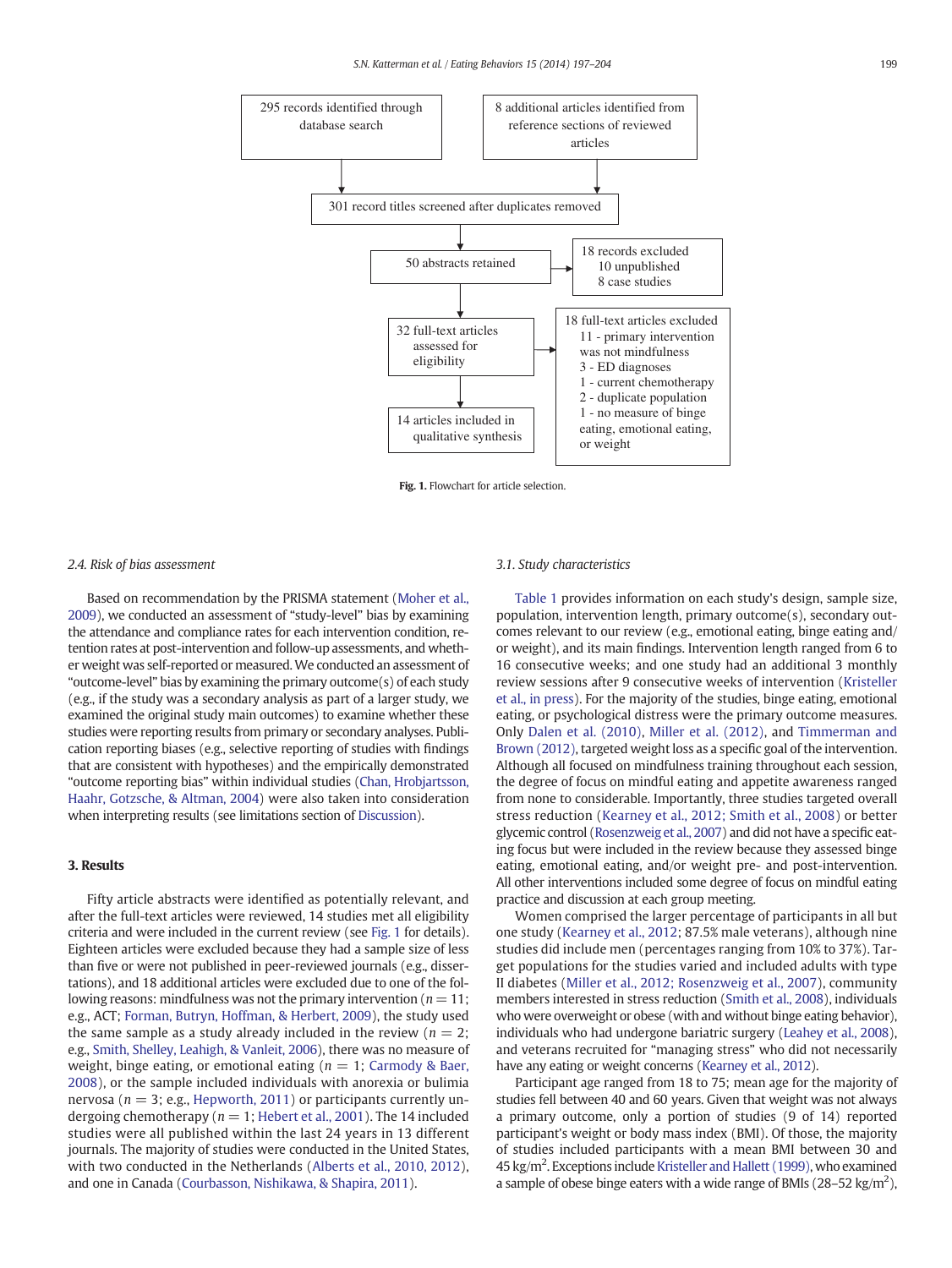295 records identified through database search

8 additional articles identified from reference sections of reviewed articles

301 record titles screened after duplicates removed

50 abstracts retained

18 records excluded
- 10 unpublished
- 8 case studies

32 full-text articles assessed for eligibility

18 full-text articles excluded
- 11 - primary intervention was not mindfulness
- 3 - ED diagnoses
- 1 - current chemotherapy
- 2 - duplicate population
- 1 - no measure of binge eating, emotional eating, or weight

14 articles included in qualitative synthesis

**Fig. 1.** Flowchart for article selection.

### *2.4. Risk of bias assessment*

Based on recommendation by the PRISMA statement (Moher et al., 2009), we conducted an assessment of "study-level" bias by examining the attendance and compliance rates for each intervention condition, retention rates at post-intervention and follow-up assessments, and whether weight was self-reported or measured. We conducted an additional "outcome-level" bias by examining the primary outcome(s) of each study (e.g., if the study was a secondary analysis as part of a larger study, we examined the original study main outcomes) to examine whether these studies were reporting results from primary or secondary analyses. Publication reporting biases (e.g., selective reporting of studies with findings that are consistent with hypotheses) and the empirically demonstrated "outcome reporting bias" within individual studies (Chan, Hrobjartsson, Haahr, Gotzsche, & Altman, 2004) were also taken into consideration when interpreting results (see limitations section of Discussion).

## 3. Results

Fifty article abstracts were identified as potentially relevant, and after the full-text articles were reviewed, 14 studies met all eligibility criteria and were included in the current review (see Fig. 1 for details). Eighteen articles were excluded because they had a sample size of less than five or were not published in peer-reviewed journals (e.g., dissertations), and 18 additional articles were excluded due to one of the following reasons: mindfulness was not the primary intervention ($n = 11$; e.g., ACT; Forman, Butryn, Hoffman, & Herbert, 2009), the study used the same sample as a study already included in the review ($n = 2$; e.g., Smith, Shelley, Leahigh, & Vanleit, 2006), there was no measure of weight, binge eating, or emotional eating ($n = 1$; Carmody & Baer, 2008), or the sample included individuals with anorexia or bulimia nervosa ($n = 3$; e.g., Hepworth, 2011) or participants currently undergoing chemotherapy ($n = 1$; Hebert et al., 2001). The 14 included studies were all published within the last 24 years in 13 different journals. The majority of studies were conducted in the United States, with two conducted in the Netherlands (Alberts et al., 2010, 2012), and one in Canada (Courbasson, Nishikawa, & Shapira, 2011).

### *3.1. Study characteristics*

Table 1 provides information on each study's design, sample size, population, intervention length, primary outcome(s), secondary outcomes relevant to our review (e.g., emotional eating, binge eating and/or weight), and its main findings. Intervention length ranged from 6 to 16 consecutive weeks; and one study had an additional 3 monthly review sessions after 9 consecutive weeks of intervention (Kristeller et al., in press). For the majority of the studies, binge eating, emotional eating, or psychological distress were the primary outcome measures. Only Dalen et al. (2010), Miller et al. (2012), and Timmerman and Brown (2012), targeted weight loss as a specific goal of the intervention. Although all focused on mindfulness training throughout each session, the degree of focus on mindful eating and appetite awareness ranged from none to considerable. Importantly, three studies targeted overall stress reduction (Kearney et al., 2012; Smith et al., 2008) or better glycemic control (Rosenzweig et al., 2007) and did not have a specific eating focus but were included in the review because they assessed binge eating, emotional eating, and/or weight pre- and post-intervention. All other interventions included some degree of focus on mindful eating practice and discussion at each group meeting.

Women comprised the larger percentage of participants in all but one study (Kearney et al., 2012; 87.5% male veterans), although nine studies did include men (percentages ranging from 10% to 37%). Target populations for the studies varied and included adults with type II diabetes (Miller et al., 2012; Rosenzweig et al., 2007), community members interested in stress reduction (Smith et al., 2008), individuals who were overweight or obese (with and without binge eating behavior), individuals who had undergone bariatric surgery (Leahey et al., 2008), and veterans recruited for "managing stress" who did not necessarily have any eating or weight concerns (Kearney et al., 2012).

Participant age ranged from 18 to 75; mean age for the majority of studies fell between 40 and 60 years. Given that weight was not always a primary outcome, only a portion of studies (9 of 14) reported participant's weight or body mass index (BMI). Of those, the majority of studies included participants with a mean BMI between 30 and 45 kg/m$^2$. Exceptions include Kristeller and Hallett (1999), who examined a sample of obese binge eaters with a wide range of BMIs (28–52 kg/m$^2$),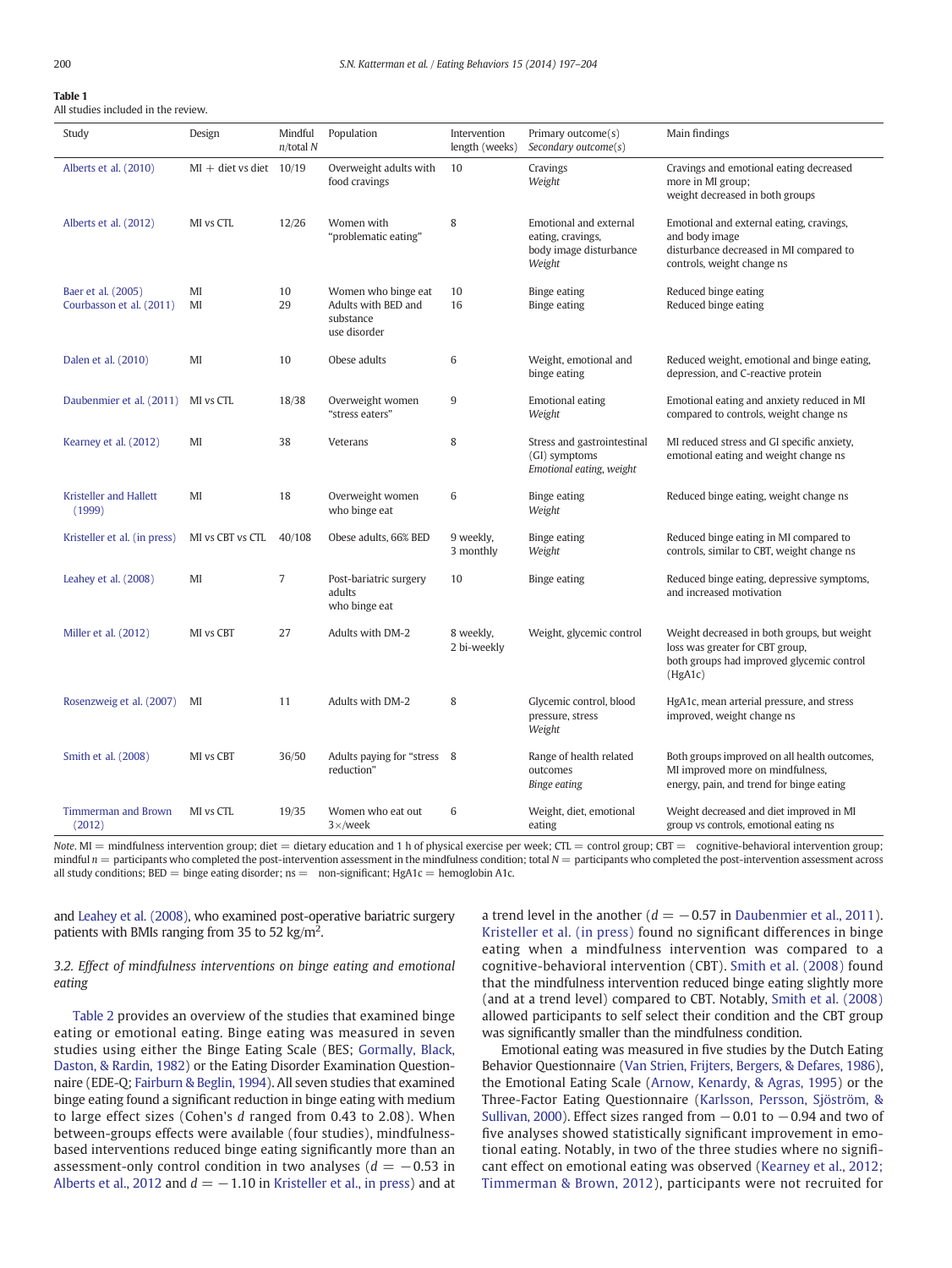**Table 1**
All studies included in the review.

| Study | Design | Mindful *n*/total *N* | Population | Intervention length (weeks) | Primary outcome(s) *Secondary outcome(s)* | Main findings |
|---|---|---|---|---|---|---|
| Alberts et al. (2010) | MI + diet vs diet | 10/19 | Overweight adults with food cravings | 10 | Cravings *Weight* | Cravings and emotional eating decreased more in MI group; weight decreased in both groups |
| Alberts et al. (2012) | MI vs CTL | 12/26 | Women with "problematic eating" | 8 | Emotional and external eating, cravings, body image disturbance *Weight* | Emotional and external eating, cravings, and body image disturbance decreased in MI compared to controls, weight change ns |
| Baer et al. (2005) | MI | 10 | Women who binge eat | 10 | Binge eating | Reduced binge eating |
| Courbasson et al. (2011) | MI | 29 | Adults with BED and substance use disorder | 16 | Binge eating | Reduced binge eating |
| Dalen et al. (2010) | MI | 10 | Obese adults | 6 | Weight, emotional and binge eating | Reduced weight, emotional and binge eating, depression, and C-reactive protein |
| Daubenmier et al. (2011) | MI vs CTL | 18/38 | Overweight women "stress eaters" | 9 | Emotional eating *Weight* | Emotional eating and anxiety reduced in MI compared to controls, weight change ns |
| Kearney et al. (2012) | MI | 38 | Veterans | 8 | Stress and gastrointestinal (GI) symptoms *Emotional eating, weight* | MI reduced stress and GI specific anxiety, emotional eating and weight change ns |
| Kristeller and Hallett (1999) | MI | 18 | Overweight women who binge eat | 6 | Binge eating *Weight* | Reduced binge eating, weight change ns |
| Kristeller et al. (in press) | MI vs CBT vs CTL | 40/108 | Obese adults, 66% BED | 9 weekly, 3 monthly | Binge eating *Weight* | Reduced binge eating in MI compared to controls, similar to CBT, weight change ns |
| Leahey et al. (2008) | MI | 7 | Post-bariatric surgery adults who binge eat | 10 | Binge eating | Reduced binge eating, depressive symptoms, and increased motivation |
| Miller et al. (2012) | MI vs CBT | 27 | Adults with DM-2 | 8 weekly, 2 bi-weekly | Weight, glycemic control | Weight decreased in both groups, but weight loss was greater for CBT group, both groups had improved glycemic control (HgA1c) |
| Rosenzweig et al. (2007) | MI | 11 | Adults with DM-2 | 8 | Glycemic control, blood pressure, stress *Weight* | HgA1c, mean arterial pressure, and stress improved, weight change ns |
| Smith et al. (2008) | MI vs CBT | 36/50 | Adults paying for "stress reduction" | 8 | Range of health related outcomes *Binge eating* | Both groups improved on all health outcomes, MI improved more on mindfulness, energy, pain, and trend for binge eating |
| Timmerman and Brown (2012) | MI vs CTL | 19/35 | Women who eat out 3×/week | 6 | Weight, diet, emotional eating | Weight decreased and diet improved in MI group vs controls, emotional eating ns |

*Note*. MI = mindfulness intervention group; diet = dietary education and 1 h of physical exercise per week; CTL = control group; CBT = cognitive-behavioral intervention group; mindful *n* = participants who completed the post-intervention assessment in the mindfulness condition; total *N* = participants who completed the post-intervention assessment across all study conditions; BED = binge eating disorder; ns = non-significant; HgA1c = hemoglobin A1c.

and Leahey et al. (2008), who examined post-operative bariatric surgery patients with BMIs ranging from 35 to 52 kg/m$^2$.

### 3.2. Effect of mindfulness interventions on binge eating and emotional eating

Table 2 provides an overview of the studies that examined binge eating or emotional eating. Binge eating was measured in seven studies using either the Binge Eating Scale (BES; Gormally, Black, Daston, & Rardin, 1982) or the Eating Disorder Examination Questionnaire (EDE-Q; Fairburn & Beglin, 1994). All seven studies that examined binge eating found a significant reduction in binge eating with medium to large effect sizes (Cohen's *d* ranged from 0.43 to 2.08). When between-groups effects were available (four studies), mindfulness-based interventions reduced binge eating significantly more than an assessment-only control condition in two analyses ($d = -0.53$ in Alberts et al., 2012 and $d = -1.10$ in Kristeller et al., in press) and at a trend level in the another ($d = -0.57$ in Daubenmier et al., 2011). Kristeller et al. (in press) found no significant differences in binge eating when a mindfulness intervention was compared to a cognitive-behavioral intervention (CBT). Smith et al. (2008) found that the mindfulness intervention reduced binge eating slightly more (and at a trend level) compared to CBT. Notably, Smith et al. (2008) allowed participants to self select their condition and the CBT group was significantly smaller than the mindfulness condition.

Emotional eating was measured in five studies by the Dutch Eating Behavior Questionnaire (Van Strien, Frijters, Bergers, & Defares, 1986), the Emotional Eating Scale (Arnow, Kenardy, & Agras, 1995) or the Three-Factor Eating Questionnaire (Karlsson, Persson, Sjöström, & Sullivan, 2000). Effect sizes ranged from −0.01 to −0.94 and two of five analyses showed statistically significant improvement in emotional eating. Notably, in two of the three studies where no significant effect on emotional eating was observed (Kearney et al., 2012; Timmerman & Brown, 2012), participants were not recruited for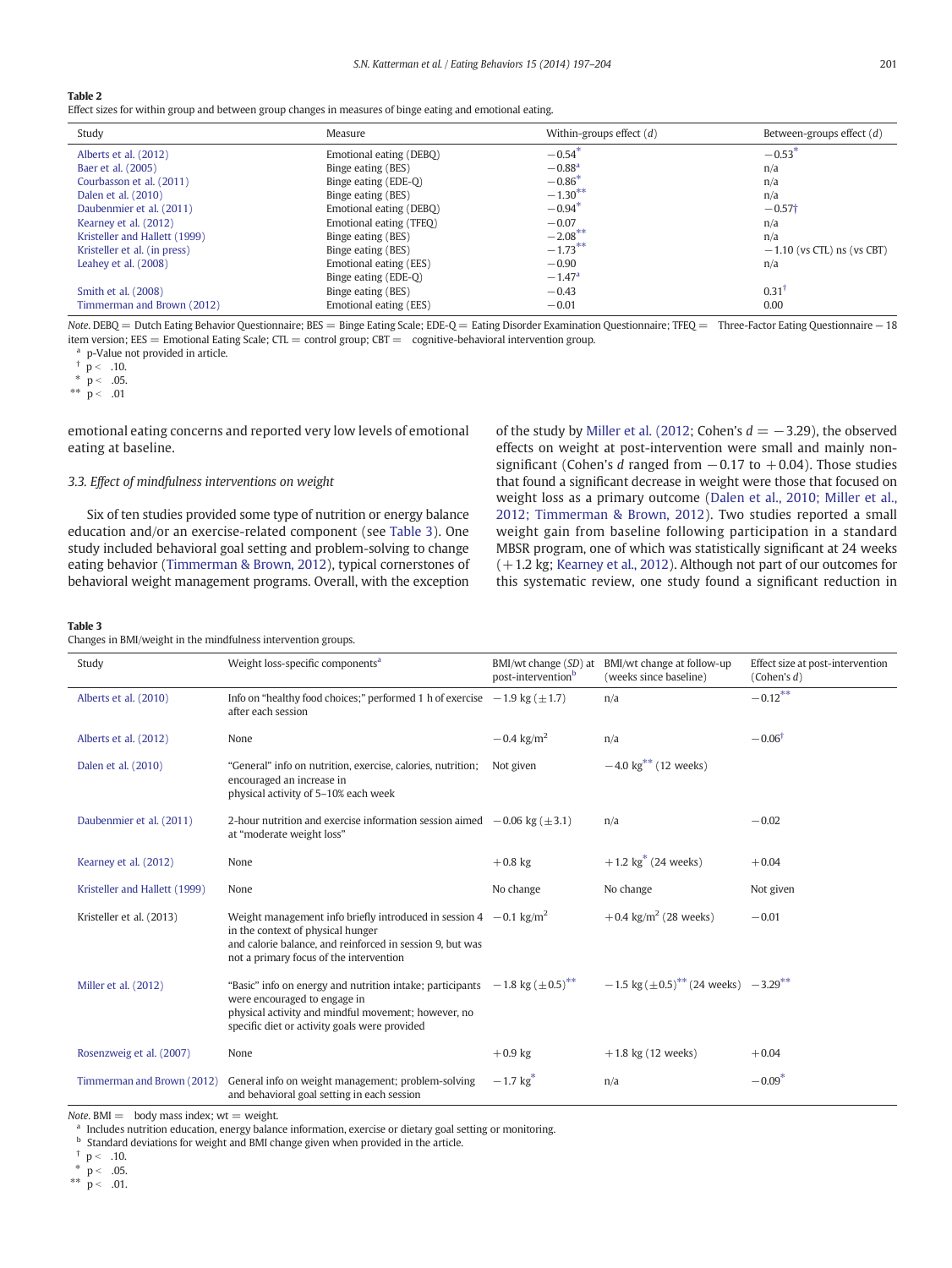**Table 2**
Effect sizes for within group and between group changes in measures of binge eating and emotional eating.

| Study | Measure | Within-groups effect ($d$) | Between-groups effect ($d$) |
|---|---|---|---|
| Alberts et al. (2012) | Emotional eating (DEBQ) | −0.54* | −0.53* |
| Baer et al. (2005) | Binge eating (BES) | −0.88[a] | n/a |
| Courbasson et al. (2011) | Binge eating (EDE-Q) | −0.86* | n/a |
| Dalen et al. (2010) | Binge eating (BES) | −1.30** | n/a |
| Daubenmier et al. (2011) | Emotional eating (DEBQ) | −0.94* | −0.57† |
| Kearney et al. (2012) | Emotional eating (TFEQ) | −0.07 | n/a |
| Kristeller and Hallett (1999) | Binge eating (BES) | −2.08** | n/a |
| Kristeller et al. (in press) | Binge eating (BES) | −1.73** | −1.10 (vs CTL) ns (vs CBT) |
| Leahey et al. (2008) | Emotional eating (EES) | −0.90 | n/a |
| | Binge eating (EDE-Q) | −1.47[a] | |
| Smith et al. (2008) | Binge eating (BES) | −0.43 | 0.31† |
| Timmerman and Brown (2012) | Emotional eating (EES) | −0.01 | 0.00 |

*Note.* DEBQ = Dutch Eating Behavior Questionnaire; BES = Binge Eating Scale; EDE-Q = Eating Disorder Examination Questionnaire; TFEQ = Three-Factor Eating Questionnaire − 18 item version; EES = Emotional Eating Scale; CTL = control group; CBT = cognitive-behavioral intervention group.
[a] p-Value not provided in article.
† $p < .10$.
* $p < .05$.
** $p < .01$

emotional eating concerns and reported very low levels of emotional eating at baseline.

### 3.3. Effect of mindfulness interventions on weight

Six of ten studies provided some type of nutrition or energy balance education and/or an exercise-related component (see Table 3). One study included behavioral goal setting and problem-solving to change eating behavior (Timmerman & Brown, 2012), typical cornerstones of behavioral weight management programs. Overall, with the exception of the study by Miller et al. (2012; Cohen's $d = -3.29$), the observed effects on weight at post-intervention were small and mainly non-significant (Cohen's $d$ ranged from −0.17 to +0.04). Those studies that found a significant decrease in weight were those that focused on weight loss as a primary outcome (Dalen et al., 2010; Miller et al., 2012; Timmerman & Brown, 2012). Two studies reported a small weight gain from baseline following participation in a standard MBSR program, one of which was statistically significant at 24 weeks (+1.2 kg; Kearney et al., 2012). Although not part of our outcomes for this systematic review, one study found a significant reduction in

**Table 3**
Changes in BMI/weight in the mindfulness intervention groups.

| Study | Weight loss-specific components[a] | BMI/wt change (SD) at post-intervention[b] | BMI/wt change at follow-up (weeks since baseline) | Effect size at post-intervention (Cohen's $d$) |
|---|---|---|---|---|
| Alberts et al. (2010) | Info on "healthy food choices;" performed 1 h of exercise after each session | −1.9 kg (±1.7) | n/a | −0.12** |
| Alberts et al. (2012) | None | −0.4 kg/m² | n/a | −0.06† |
| Dalen et al. (2010) | "General" info on nutrition, exercise, calories, nutrition; encouraged an increase in physical activity of 5–10% each week | Not given | −4.0 kg** (12 weeks) | |
| Daubenmier et al. (2011) | 2-hour nutrition and exercise information session aimed at "moderate weight loss" | −0.06 kg (±3.1) | n/a | −0.02 |
| Kearney et al. (2012) | None | +0.8 kg | +1.2 kg* (24 weeks) | +0.04 |
| Kristeller and Hallett (1999) | None | No change | No change | Not given |
| Kristeller et al. (2013) | Weight management info briefly introduced in session 4 in the context of physical hunger and calorie balance, and reinforced in session 9, but was not a primary focus of the intervention | −0.1 kg/m² | +0.4 kg/m² (28 weeks) | −0.01 |
| Miller et al. (2012) | "Basic" info on energy and nutrition intake; participants were encouraged to engage in physical activity and mindful movement; however, no specific diet or activity goals were provided | −1.8 kg (±0.5)** | −1.5 kg (±0.5)** (24 weeks) | −3.29** |
| Rosenzweig et al. (2007) | None | +0.9 kg | +1.8 kg (12 weeks) | +0.04 |
| Timmerman and Brown (2012) | General info on weight management; problem-solving and behavioral goal setting in each session | −1.7 kg* | n/a | −0.09* |

*Note.* BMI = body mass index; wt = weight.
[a] Includes nutrition education, energy balance information, exercise or dietary goal setting or monitoring.
[b] Standard deviations for weight and BMI change given when provided in the article.
† $p < .10$.
* $p < .05$.
** $p < .01$.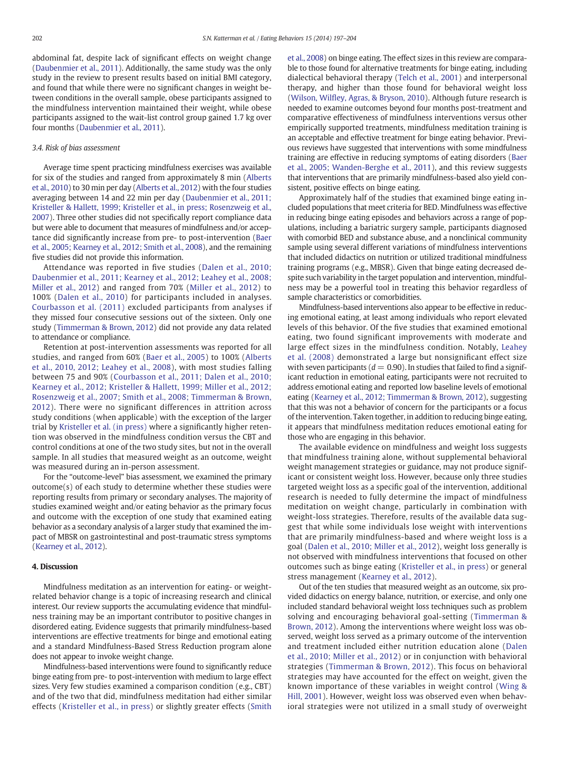abdominal fat, despite lack of significant effects on weight change (Daubenmier et al., 2011). Additionally, the same study was the only study in the review to present results based on initial BMI category, and found that while there were no significant changes in weight between conditions in the overall sample, obese participants assigned to the mindfulness intervention maintained their weight, while obese participants assigned to the wait-list control group gained 1.7 kg over four months (Daubenmier et al., 2011).

### 3.4. Risk of bias assessment

Average time spent practicing mindfulness exercises was available for six of the studies and ranged from approximately 8 min (Alberts et al., 2010) to 30 min per day (Alberts et al., 2012) with the four studies averaging between 14 and 22 min per day (Daubenmier et al., 2011; Kristeller & Hallett, 1999; Kristeller et al., in press; Rosenzweig et al., 2007). Three other studies did not specifically report compliance data but were able to document that measures of mindfulness and/or acceptance did significantly increase from pre- to post-intervention (Baer et al., 2005; Kearney et al., 2012; Smith et al., 2008), and the remaining five studies did not provide this information.

Attendance was reported in five studies (Dalen et al., 2010; Daubenmier et al., 2011; Kearney et al., 2012; Leahey et al., 2008; Miller et al., 2012) and ranged from 70% (Miller et al., 2012) to 100% (Dalen et al., 2010) for participants included in analyses. Courbasson et al. (2011) excluded participants from analyses if they missed four consecutive sessions out of the sixteen. Only one study (Timmerman & Brown, 2012) did not provide any data related to attendance or compliance.

Retention at post-intervention assessments was reported for all studies, and ranged from 60% (Baer et al., 2005) to 100% (Alberts et al., 2010, 2012; Leahey et al., 2008), with most studies falling between 75 and 90% (Courbasson et al., 2011; Dalen et al., 2010; Kearney et al., 2012; Kristeller & Hallett, 1999; Miller et al., 2012; Rosenzweig et al., 2007; Smith et al., 2008; Timmerman & Brown, 2012). There were no significant differences in attrition across study conditions (when applicable) with the exception of the larger trial by Kristeller et al. (in press) where a significantly higher retention was observed in the mindfulness condition versus the CBT and control conditions at one of the two study sites, but not in the overall sample. In all studies that measured weight as an outcome, weight was measured during an in-person assessment.

For the "outcome-level" bias assessment, we examined the primary outcome(s) of each study to determine whether these studies were reporting results from primary or secondary analyses. The majority of studies examined weight and/or eating behavior as the primary focus and outcome with the exception of one study that examined eating behavior as a secondary analysis of a larger study that examined the impact of MBSR on gastrointestinal and post-traumatic stress symptoms (Kearney et al., 2012).

## 4. Discussion

Mindfulness meditation as an intervention for eating- or weight-related behavior change is a topic of increasing research and clinical interest. Our review supports the accumulating evidence that mindfulness training may be an important contributor to positive changes in disordered eating. Evidence suggests that primarily mindfulness-based interventions are effective treatments for binge and emotional eating and a standard Mindfulness-Based Stress Reduction program alone does not appear to invoke weight change.

Mindfulness-based interventions were found to significantly reduce binge eating from pre- to post-intervention with medium to large effect sizes. Very few studies examined a comparison condition (e.g., CBT) and of the two that did, mindfulness meditation had either similar effects (Kristeller et al., in press) or slightly greater effects (Smith et al., 2008) on binge eating. The effect sizes in this review are comparable to those found for alternative treatments for binge eating, including dialectical behavioral therapy (Telch et al., 2001) and interpersonal therapy, and higher than those found for behavioral weight loss (Wilson, Wilfley, Agras, & Bryson, 2010). Although future research is needed to examine outcomes beyond four months post-treatment and comparative effectiveness of mindfulness interventions versus other empirically supported treatments, mindfulness meditation training is an acceptable and effective treatment for binge eating behavior. Previous reviews have suggested that interventions with some mindfulness training are effective in reducing symptoms of eating disorders (Baer et al., 2005; Wanden-Berghe et al., 2011), and this review suggests that interventions that are primarily mindfulness-based also yield consistent, positive effects on binge eating.

Approximately half of the studies that examined binge eating included populations that meet criteria for BED. Mindfulness was effective in reducing binge eating episodes and behaviors across a range of populations, including a bariatric surgery sample, participants diagnosed with comorbid BED and substance abuse, and a nonclinical community sample using several different variations of mindfulness interventions that included didactics on nutrition or utilized traditional mindfulness training programs (e.g., MBSR). Given that binge eating decreased despite such variability in the target population and intervention, mindfulness may be a powerful tool in treating this behavior regardless of sample characteristics or comorbidities.

Mindfulness-based interventions also appear to be effective in reducing emotional eating, at least among individuals who report elevated levels of this behavior. Of the five studies that examined emotional eating, two found significant improvements with moderate and large effect sizes in the mindfulness condition. Notably, Leahey et al. (2008) demonstrated a large but nonsignificant effect size with seven participants ($d = 0.90$). In studies that failed to find a significant reduction in emotional eating, participants were not recruited to address emotional eating and reported low baseline levels of emotional eating (Kearney et al., 2012; Timmerman & Brown, 2012), suggesting that this was not a behavior of concern for the participants or a focus of the intervention. Taken together, in addition to reducing binge eating, it appears that mindfulness meditation reduces emotional eating for those who are engaging in this behavior.

The available evidence on mindfulness and weight loss suggests that mindfulness training alone, without supplemental behavioral weight management strategies or guidance, may not produce significant or consistent weight loss. However, because only three studies targeted weight loss as a specific goal of the intervention, additional research is needed to fully determine the impact of mindfulness meditation on weight change, particularly in combination with weight-loss strategies. Therefore, results of the available data suggest that while some individuals lose weight with interventions that are primarily mindfulness-based and where weight loss is a goal (Dalen et al., 2010; Miller et al., 2012), weight loss generally is not observed with mindfulness interventions that focused on other outcomes such as binge eating (Kristeller et al., in press) or general stress management (Kearney et al., 2012).

Out of the ten studies that measured weight as an outcome, six provided didactics on energy balance, nutrition, or exercise, and only one included standard behavioral weight loss techniques such as problem solving and encouraging behavioral goal-setting (Timmerman & Brown, 2012). Among the interventions where weight loss was observed, weight loss served as a primary outcome of the intervention and treatment included either nutrition education alone (Dalen et al., 2010; Miller et al., 2012) or in conjunction with behavioral strategies (Timmerman & Brown, 2012). This focus on behavioral strategies may have accounted for the effect on weight, given the known importance of these variables in weight control (Wing & Hill, 2001). However, weight loss was observed even when behavioral strategies were not utilized in a small study of overweight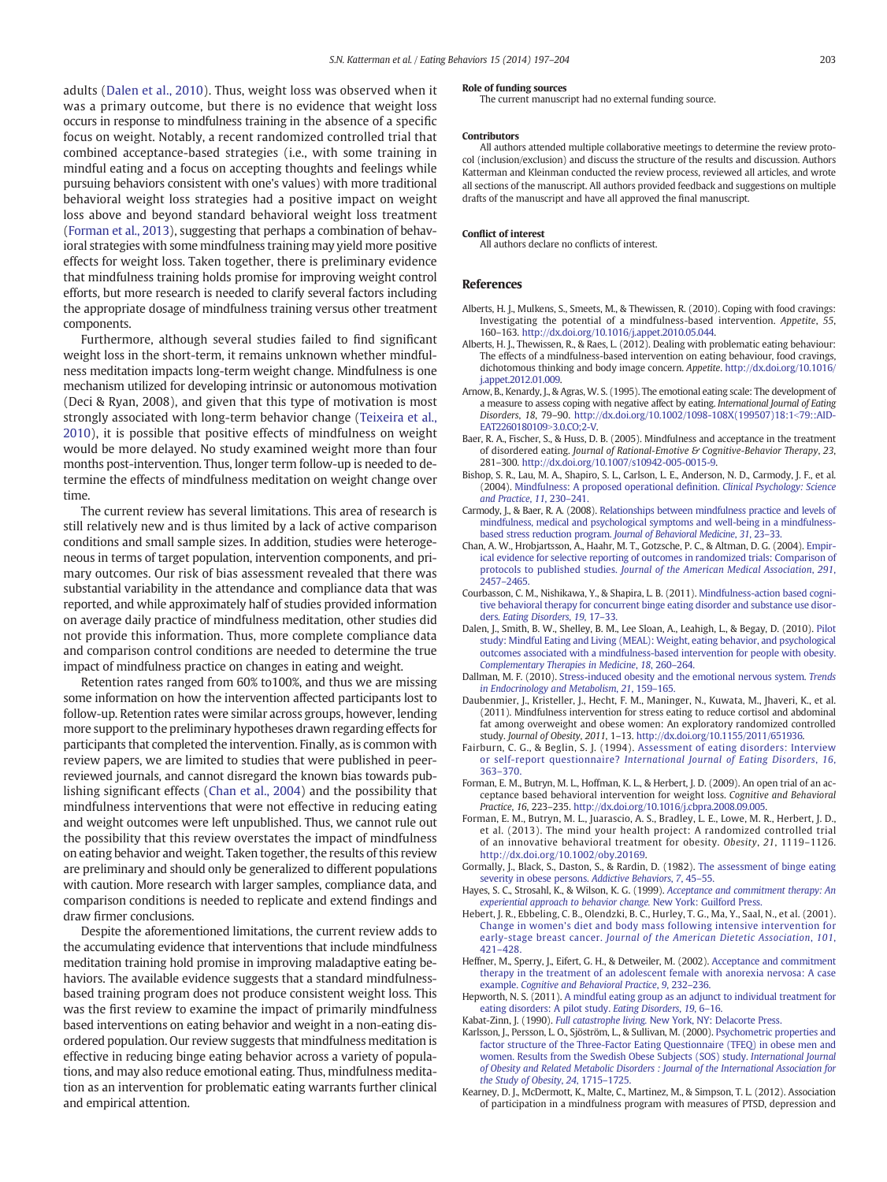adults (Dalen et al., 2010). Thus, weight loss was observed when it was a primary outcome, but there is no evidence that weight loss occurs in response to mindfulness training in the absence of a specific focus on weight. Notably, a recent randomized controlled trial that combined acceptance-based strategies (i.e., with some training in mindful eating and a focus on accepting thoughts and feelings while pursuing behaviors consistent with one's values) with more traditional behavioral weight loss strategies had a positive impact on weight loss above and beyond standard behavioral weight loss treatment (Forman et al., 2013), suggesting that perhaps a combination of behavioral strategies with some mindfulness training may yield more positive effects for weight loss. Taken together, there is preliminary evidence that mindfulness training holds promise for improving weight control efforts, but more research is needed to clarify several factors including the appropriate dosage of mindfulness training versus other treatment components.

Furthermore, although several studies failed to find significant weight loss in the short-term, it remains unknown whether mindfulness meditation impacts long-term weight change. Mindfulness is one mechanism utilized for developing intrinsic or autonomous motivation (Deci & Ryan, 2008), and given that this type of motivation is most strongly associated with long-term behavior change (Teixeira et al., 2010), it is possible that positive effects of mindfulness on weight would be more delayed. No study examined weight more than four months post-intervention. Thus, longer term follow-up is needed to determine the effects of mindfulness meditation on weight change over time.

The current review has several limitations. This area of research is still relatively new and is thus limited by a lack of active comparison conditions and small sample sizes. In addition, studies were heterogeneous in terms of target population, intervention components, and primary outcomes. Our risk of bias assessment revealed that there was substantial variability in the attendance and compliance data that was reported, and while approximately half of studies provided information on average daily practice of mindfulness meditation, other studies did not provide this information. Thus, more complete compliance data and comparison control conditions are needed to determine the true impact of mindfulness practice on changes in eating and weight.

Retention rates ranged from 60% to100%, and thus we are missing some information on how the intervention affected participants lost to follow-up. Retention rates were similar across groups, however, lending more support to the preliminary hypotheses drawn regarding effects for participants that completed the intervention. Finally, as is common with review papers, we are limited to studies that were published in peer-reviewed journals, and cannot disregard the known bias towards publishing significant effects (Chan et al., 2004) and the possibility that mindfulness interventions that were not effective in reducing eating and weight outcomes were left unpublished. Thus, we cannot rule out the possibility that this review overstates the impact of mindfulness on eating behavior and weight. Taken together, the results of this review are preliminary and should only be generalized to different populations with caution. More research with larger samples, compliance data, and comparison conditions is needed to replicate and extend findings and draw firmer conclusions.

Despite the aforementioned limitations, the current review adds to the accumulating evidence that interventions that include mindfulness meditation training hold promise in improving maladaptive eating behaviors. The available evidence suggests that a standard mindfulness-based training program does not produce consistent weight loss. This was the first review to examine the impact of primarily mindfulness based interventions on eating behavior and weight in a non-eating disordered population. Our review suggests that mindfulness meditation is effective in reducing binge eating behavior across a variety of populations, and may also reduce emotional eating. Thus, mindfulness meditation as an intervention for problematic eating warrants further clinical and empirical attention.

**Role of funding sources**

The current manuscript had no external funding source.

**Contributors**

All authors attended multiple collaborative meetings to determine the review protocol (inclusion/exclusion) and discuss the structure of the results and discussion. Authors Katterman and Kleinman conducted the review process, reviewed all articles, and wrote all sections of the manuscript. All authors provided feedback and suggestions on multiple drafts of the manuscript and have all approved the final manuscript.

**Conflict of interest**

All authors declare no conflicts of interest.

## References

Alberts, H. J., Mulkens, S., Smeets, M., & Thewissen, R. (2010). Coping with food cravings: Investigating the potential of a mindfulness-based intervention. *Appetite*, *55*, 160–163. http://dx.doi.org/10.1016/j.appet.2010.05.044.

Alberts, H. J., Thewissen, R., & Raes, L. (2012). Dealing with problematic eating behaviour: The effects of a mindfulness-based intervention on eating behaviour, food cravings, dichotomous thinking and body image concern. *Appetite*. http://dx.doi.org/10.1016/j.appet.2012.01.009.

Arnow, B., Kenardy, J., & Agras, W. S. (1995). The emotional eating scale: The development of a measure to assess coping with negative affect by eating. *International Journal of Eating Disorders*, *18*, 79–90. http://dx.doi.org/10.1002/1098-108X(199507)18:1<79::AID-EAT2260180109>3.0.CO;2-V.

Baer, R. A., Fischer, S., & Huss, D. B. (2005). Mindfulness and acceptance in the treatment of disordered eating. *Journal of Rational-Emotive & Cognitive-Behavior Therapy*, *23*, 281–300. http://dx.doi.org/10.1007/s10942-005-0015-9.

Bishop, S. R., Lau, M. A., Shapiro, S. L., Carlson, L. E., Anderson, N. D., Carmody, J. F., et al. (2004). Mindfulness: A proposed operational definition. *Clinical Psychology: Science and Practice*, *11*, 230–241.

Carmody, J., & Baer, R. A. (2008). Relationships between mindfulness practice and levels of mindfulness, medical and psychological symptoms and well-being in a mindfulness-based stress reduction program. *Journal of Behavioral Medicine*, *31*, 23–33.

Chan, A. W., Hrobjartsson, A., Haahr, M. T., Gotzsche, P. C., & Altman, D. G. (2004). Empirical evidence for selective reporting of outcomes in randomized trials: Comparison of protocols to published studies. *Journal of the American Medical Association*, *291*, 2457–2465.

Courbasson, C. M., Nishikawa, Y., & Shapira, L. B. (2011). Mindfulness-action based cognitive behavioral therapy for concurrent binge eating disorder and substance use disorders. *Eating Disorders*, *19*, 17–33.

Dalen, J., Smith, B. W., Shelley, B. M., Lee Sloan, A., Leahigh, L., & Begay, D. (2010). Pilot study: Mindful Eating and Living (MEAL): Weight, eating behavior, and psychological outcomes associated with a mindfulness-based intervention for people with obesity. *Complementary Therapies in Medicine*, *18*, 260–264.

Dallman, M. F. (2010). Stress-induced obesity and the emotional nervous system. *Trends in Endocrinology and Metabolism*, *21*, 159–165.

Daubenmier, J., Kristeller, J., Hecht, F. M., Maninger, N., Kuwata, M., Jhaveri, K., et al. (2011). Mindfulness intervention for stress eating to reduce cortisol and abdominal fat among overweight and obese women: An exploratory randomized controlled study. *Journal of Obesity*, *2011*, 1–13. http://dx.doi.org/10.1155/2011/651936.

Fairburn, C. G., & Beglin, S. J. (1994). Assessment of eating disorders: Interview or self-report questionnaire? *International Journal of Eating Disorders*, *16*, 363–370.

Forman, E. M., Butryn, M. L., Hoffman, K. L., & Herbert, J. D. (2009). An open trial of an acceptance based behavioral intervention for weight loss. *Cognitive and Behavioral Practice*, *16*, 223–235. http://dx.doi.org/10.1016/j.cbpra.2008.09.005.

Forman, E. M., Butryn, M. L., Juarascio, A. S., Bradley, L. E., Lowe, M. R., Herbert, J. D., et al. (2013). The mind your health project: A randomized controlled trial of an innovative behavioral treatment for obesity. *Obesity*, *21*, 1119–1126. http://dx.doi.org/10.1002/oby.20169.

Gormally, J., Black, S., Daston, S., & Rardin, D. (1982). The assessment of binge eating severity in obese persons. *Addictive Behaviors*, *7*, 45–55.

Hayes, S. C., Strosahl, K., & Wilson, K. G. (1999). *Acceptance and commitment therapy: An experiential approach to behavior change*. New York: Guilford Press.

Hebert, J. R., Ebbeling, C. B., Olendzki, B. C., Hurley, T. G., Ma, Y., Saal, N., et al. (2001). Change in women's diet and body mass following intensive intervention for early-stage breast cancer. *Journal of the American Dietetic Association*, *101*, 421–428.

Heffner, M., Sperry, J., Eifert, G. H., & Detweiler, M. (2002). Acceptance and commitment therapy in the treatment of an adolescent female with anorexia nervosa: A case example. *Cognitive and Behavioral Practice*, *9*, 232–236.

Hepworth, N. S. (2011). A mindful eating group as an adjunct to individual treatment for eating disorders: A pilot study. *Eating Disorders*, *19*, 6–16.

Kabat-Zinn, J. (1990). *Full catastrophe living*. New York, NY: Delacorte Press.

Karlsson, J., Persson, L. O., Sjöström, L., & Sullivan, M. (2000). Psychometric properties and factor structure of the Three-Factor Eating Questionnaire (TFEQ) in obese men and women. Results from the Swedish Obese Subjects (SOS) study. *International Journal of Obesity and Related Metabolic Disorders : Journal of the International Association for the Study of Obesity*, *24*, 1715–1725.

Kearney, D. J., McDermott, K., Malte, C., Martinez, M., & Simpson, T. L. (2012). Association of participation in a mindfulness program with measures of PTSD, depression and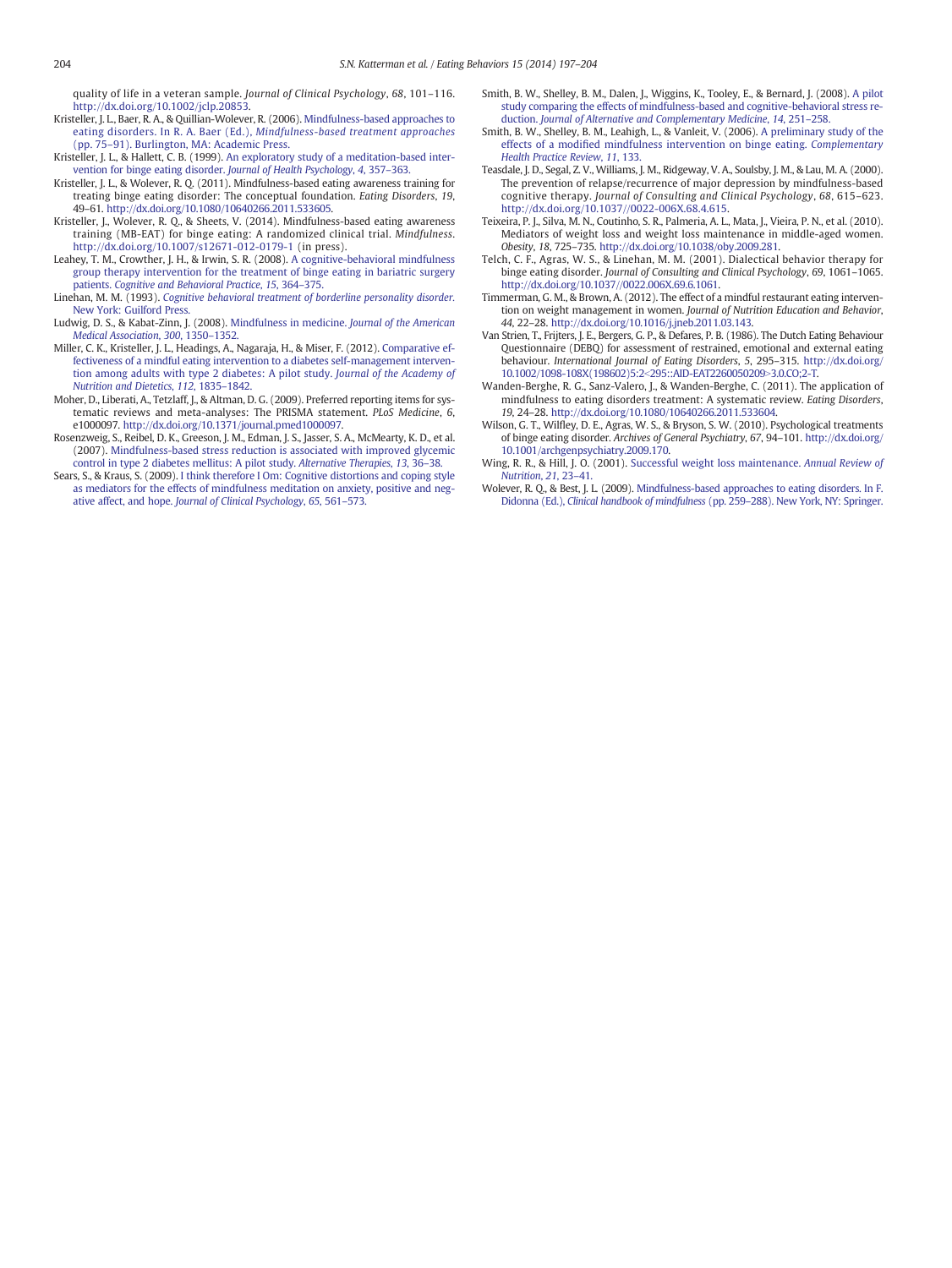quality of life in a veteran sample. *Journal of Clinical Psychology*, *68*, 101–116. http://dx.doi.org/10.1002/jclp.20853.

Kristeller, J. L., Baer, R. A., & Quillian-Wolever, R. (2006). Mindfulness-based approaches to eating disorders. In R. A. Baer (Ed.), *Mindfulness-based treatment approaches* (pp. 75–91). Burlington, MA: Academic Press.

Kristeller, J. L., & Hallett, C. B. (1999). An exploratory study of a meditation-based intervention for binge eating disorder. *Journal of Health Psychology*, *4*, 357–363.

Kristeller, J. L., & Wolever, R. Q. (2011). Mindfulness-based eating awareness training for treating binge eating disorder: The conceptual foundation. *Eating Disorders*, *19*, 49–61. http://dx.doi.org/10.1080/10640266.2011.533605.

Kristeller, J., Wolever, R. Q., & Sheets, V. (2014). Mindfulness-based eating awareness training (MB-EAT) for binge eating: A randomized clinical trial. *Mindfulness*. http://dx.doi.org/10.1007/s12671-012-0179-1 (in press).

Leahey, T. M., Crowther, J. H., & Irwin, S. R. (2008). A cognitive-behavioral mindfulness group therapy intervention for the treatment of binge eating in bariatric surgery patients. *Cognitive and Behavioral Practice*, *15*, 364–375.

Linehan, M. M. (1993). *Cognitive behavioral treatment of borderline personality disorder*. New York: Guilford Press.

Ludwig, D. S., & Kabat-Zinn, J. (2008). Mindfulness in medicine. *Journal of the American Medical Association*, *300*, 1350–1352.

Miller, C. K., Kristeller, J. L., Headings, A., Nagaraja, H., & Miser, F. (2012). Comparative effectiveness of a mindful eating intervention to a diabetes self-management intervention among adults with type 2 diabetes: A pilot study. *Journal of the Academy of Nutrition and Dietetics*, *112*, 1835–1842.

Moher, D., Liberati, A., Tetzlaff, J., & Altman, D. G. (2009). Preferred reporting items for systematic reviews and meta-analyses: The PRISMA statement. *PLoS Medicine*, *6*, e1000097. http://dx.doi.org/10.1371/journal.pmed1000097.

Rosenzweig, S., Reibel, D. K., Greeson, J. M., Edman, J. S., Jasser, S. A., McMearty, K. D., et al. (2007). Mindfulness-based stress reduction is associated with improved glycemic control in type 2 diabetes mellitus: A pilot study. *Alternative Therapies*, *13*, 36–38.

Sears, S., & Kraus, S. (2009). I think therefore I Om: Cognitive distortions and coping style as mediators for the effects of mindfulness meditation on anxiety, positive and negative affect, and hope. *Journal of Clinical Psychology*, *65*, 561–573.

Smith, B. W., Shelley, B. M., Dalen, J., Wiggins, K., Tooley, E., & Bernard, J. (2008). A pilot study comparing the effects of mindfulness-based and cognitive-behavioral stress reduction. *Journal of Alternative and Complementary Medicine*, *14*, 251–258.

Smith, B. W., Shelley, B. M., Leahigh, L., & Vanleit, V. (2006). A preliminary study of the effects of a modified mindfulness intervention on binge eating. *Complementary Health Practice Review*, *11*, 133.

Teasdale, J. D., Segal, Z. V., Williams, J. M., Ridgeway, V. A., Soulsby, J. M., & Lau, M. A. (2000). The prevention of relapse/recurrence of major depression by mindfulness-based cognitive therapy. *Journal of Consulting and Clinical Psychology*, *68*, 615–623. http://dx.doi.org/10.1037//0022-006X.68.4.615.

Teixeira, P. J., Silva, M. N., Coutinho, S. R., Palmeria, A. L., Mata, J., Vieira, P. N., et al. (2010). Mediators of weight loss and weight loss maintenance in middle-aged women. *Obesity*, *18*, 725–735. http://dx.doi.org/10.1038/oby.2009.281.

Telch, C. F., Agras, W. S., & Linehan, M. M. (2001). Dialectical behavior therapy for binge eating disorder. *Journal of Consulting and Clinical Psychology*, *69*, 1061–1065. http://dx.doi.org/10.1037//0022.006X.69.6.1061.

Timmerman, G. M., & Brown, A. (2012). The effect of a mindful restaurant eating intervention on weight management in women. *Journal of Nutrition Education and Behavior*, *44*, 22–28. http://dx.doi.org/10.1016/j.jneb.2011.03.143.

Van Strien, T., Frijters, J. E., Bergers, G. P., & Defares, P. B. (1986). The Dutch Eating Behaviour Questionnaire (DEBQ) for assessment of restrained, emotional and external eating behaviour. *International Journal of Eating Disorders*, *5*, 295–315. http://dx.doi.org/10.1002/1098-108X(198602)5:2<295::AID-EAT2260050209>3.0.CO;2-T.

Wanden-Berghe, R. G., Sanz-Valero, J., & Wanden-Berghe, C. (2011). The application of mindfulness to eating disorders treatment: A systematic review. *Eating Disorders*, *19*, 24–28. http://dx.doi.org/10.1080/10640266.2011.533604.

Wilson, G. T., Wilfley, D. E., Agras, W. S., & Bryson, S. W. (2010). Psychological treatments of binge eating disorder. *Archives of General Psychiatry*, *67*, 94–101. http://dx.doi.org/10.1001/archgenpsychiatry.2009.170.

Wing, R. R., & Hill, J. O. (2001). Successful weight loss maintenance. *Annual Review of Nutrition*, *21*, 23–41.

Wolever, R. Q., & Best, J. L. (2009). Mindfulness-based approaches to eating disorders. In F. Didonna (Ed.), *Clinical handbook of mindfulness* (pp. 259–288). New York, NY: Springer.